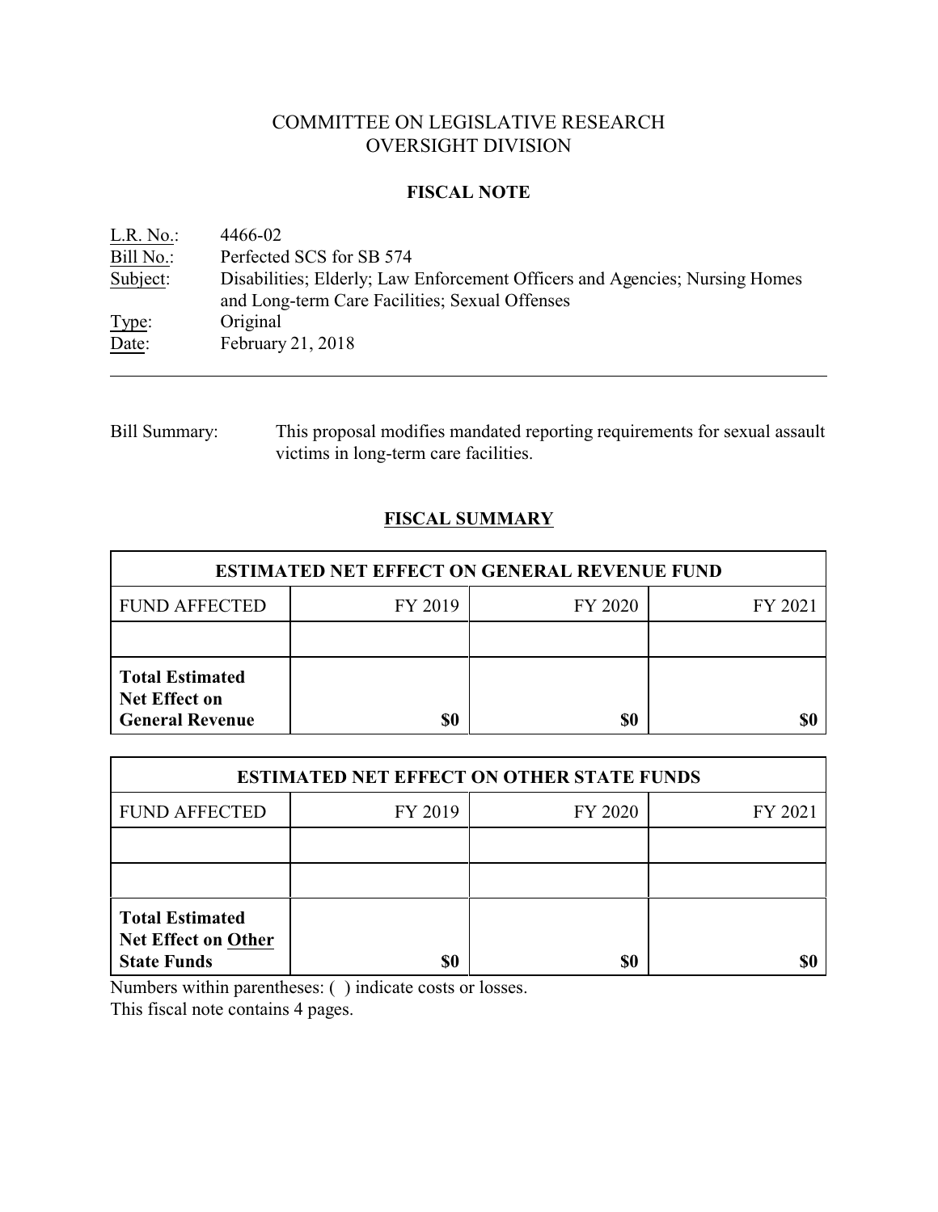# COMMITTEE ON LEGISLATIVE RESEARCH
# OVERSIGHT DIVISION

## FISCAL NOTE

| | |
|---|---|
| L.R. No.: | 4466-02 |
| Bill No.: | Perfected SCS for SB 574 |
| Subject: | Disabilities; Elderly; Law Enforcement Officers and Agencies; Nursing Homes and Long-term Care Facilities; Sexual Offenses |
| Type: | Original |
| Date: | February 21, 2018 |

Bill Summary: This proposal modifies mandated reporting requirements for sexual assault victims in long-term care facilities.

## FISCAL SUMMARY

| ESTIMATED NET EFFECT ON GENERAL REVENUE FUND | | | |
|---|---|---|---|
| FUND AFFECTED | FY 2019 | FY 2020 | FY 2021 |
| | | | |
| **Total Estimated Net Effect on General Revenue** | **$0** | **$0** | **$0** |

| ESTIMATED NET EFFECT ON OTHER STATE FUNDS | | | |
|---|---|---|---|
| FUND AFFECTED | FY 2019 | FY 2020 | FY 2021 |
| | | | |
| | | | |
| **Total Estimated Net Effect on Other State Funds** | **$0** | **$0** | **$0** |

Numbers within parentheses: ( ) indicate costs or losses.

This fiscal note contains 4 pages.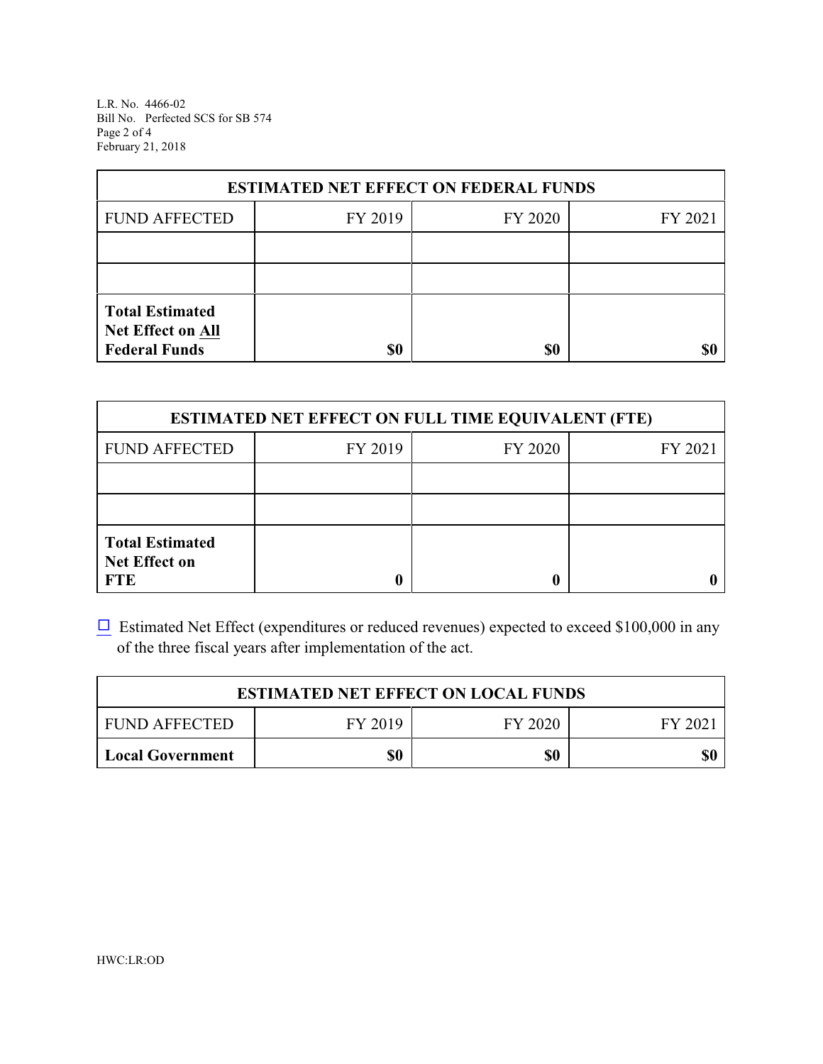| ESTIMATED NET EFFECT ON FEDERAL FUNDS | | | |
|---|---|---|---|
| FUND AFFECTED | FY 2019 | FY 2020 | FY 2021 |
| | | | |
| | | | |
| **Total Estimated Net Effect on All Federal Funds** | **$0** | **$0** | **$0** |

| ESTIMATED NET EFFECT ON FULL TIME EQUIVALENT (FTE) | | | |
|---|---|---|---|
| FUND AFFECTED | FY 2019 | FY 2020 | FY 2021 |
| | | | |
| | | | |
| **Total Estimated Net Effect on FTE** | **0** | **0** | **0** |

☐ Estimated Net Effect (expenditures or reduced revenues) expected to exceed $100,000 in any of the three fiscal years after implementation of the act.

| ESTIMATED NET EFFECT ON LOCAL FUNDS | | | |
|---|---|---|---|
| FUND AFFECTED | FY 2019 | FY 2020 | FY 2021 |
| **Local Government** | **$0** | **$0** | **$0** |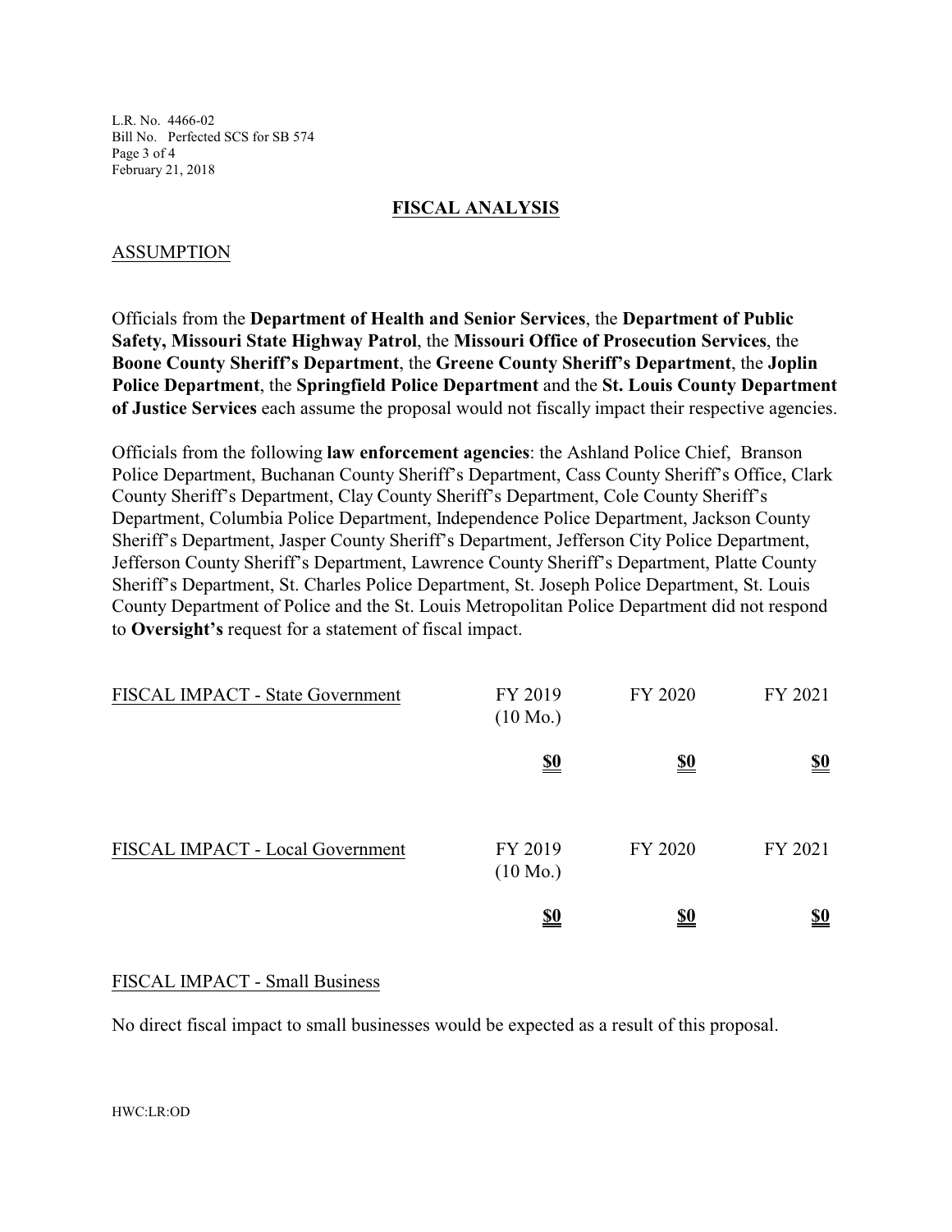## FISCAL ANALYSIS

### ASSUMPTION

Officials from the **Department of Health and Senior Services**, the **Department of Public Safety, Missouri State Highway Patrol**, the **Missouri Office of Prosecution Services**, the **Boone County Sheriff's Department**, the **Greene County Sheriff's Department**, the **Joplin Police Department**, the **Springfield Police Department** and the **St. Louis County Department of Justice Services** each assume the proposal would not fiscally impact their respective agencies.

Officials from the following **law enforcement agencies**: the Ashland Police Chief, Branson Police Department, Buchanan County Sheriff's Department, Cass County Sheriff's Office, Clark County Sheriff's Department, Clay County Sheriff's Department, Cole County Sheriff's Department, Columbia Police Department, Independence Police Department, Jackson County Sheriff's Department, Jasper County Sheriff's Department, Jefferson City Police Department, Jefferson County Sheriff's Department, Lawrence County Sheriff's Department, Platte County Sheriff's Department, St. Charles Police Department, St. Joseph Police Department, St. Louis County Department of Police and the St. Louis Metropolitan Police Department did not respond to **Oversight's** request for a statement of fiscal impact.

| FISCAL IMPACT - State Government | FY 2019 (10 Mo.) | FY 2020 | FY 2021 |
|---|---|---|---|
| | **$0** | **$0** | **$0** |

| FISCAL IMPACT - Local Government | FY 2019 (10 Mo.) | FY 2020 | FY 2021 |
|---|---|---|---|
| | **$0** | **$0** | **$0** |

### FISCAL IMPACT - Small Business

No direct fiscal impact to small businesses would be expected as a result of this proposal.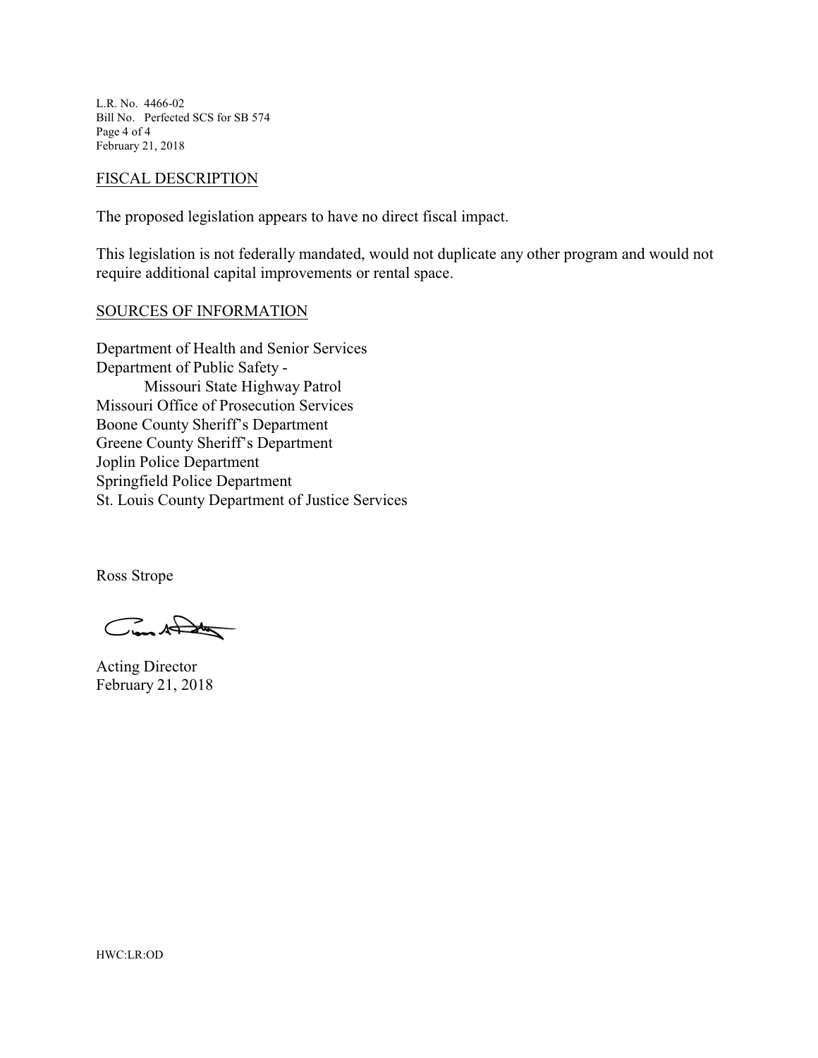## FISCAL DESCRIPTION

The proposed legislation appears to have no direct fiscal impact.

This legislation is not federally mandated, would not duplicate any other program and would not require additional capital improvements or rental space.

## SOURCES OF INFORMATION

Department of Health and Senior Services
Department of Public Safety -
    Missouri State Highway Patrol
Missouri Office of Prosecution Services
Boone County Sheriff's Department
Greene County Sheriff's Department
Joplin Police Department
Springfield Police Department
St. Louis County Department of Justice Services

Ross Strope

Acting Director
February 21, 2018

HWC:LR:OD